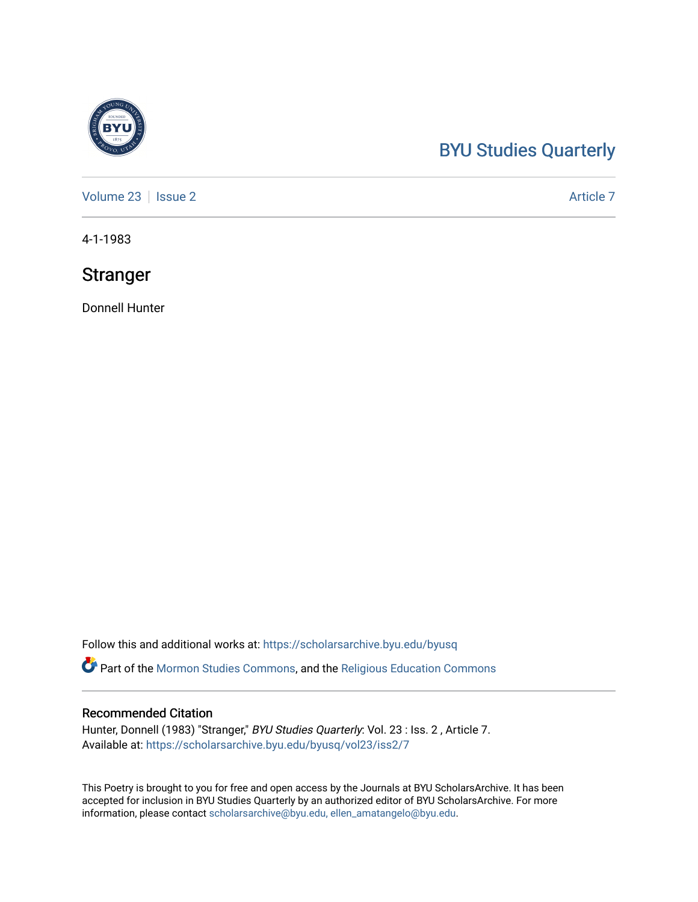BYU Studies Quarterly

Volume 23 | Issue 2 | Article 7

4-1-1983

# Stranger

Donnell Hunter

Follow this and additional works at: https://scholarsarchive.byu.edu/byusq

Part of the Mormon Studies Commons, and the Religious Education Commons

## Recommended Citation

Hunter, Donnell (1983) "Stranger," *BYU Studies Quarterly*: Vol. 23 : Iss. 2 , Article 7.
Available at: https://scholarsarchive.byu.edu/byusq/vol23/iss2/7

This Poetry is brought to you for free and open access by the Journals at BYU ScholarsArchive. It has been accepted for inclusion in BYU Studies Quarterly by an authorized editor of BYU ScholarsArchive. For more information, please contact scholarsarchive@byu.edu, ellen_amatangelo@byu.edu.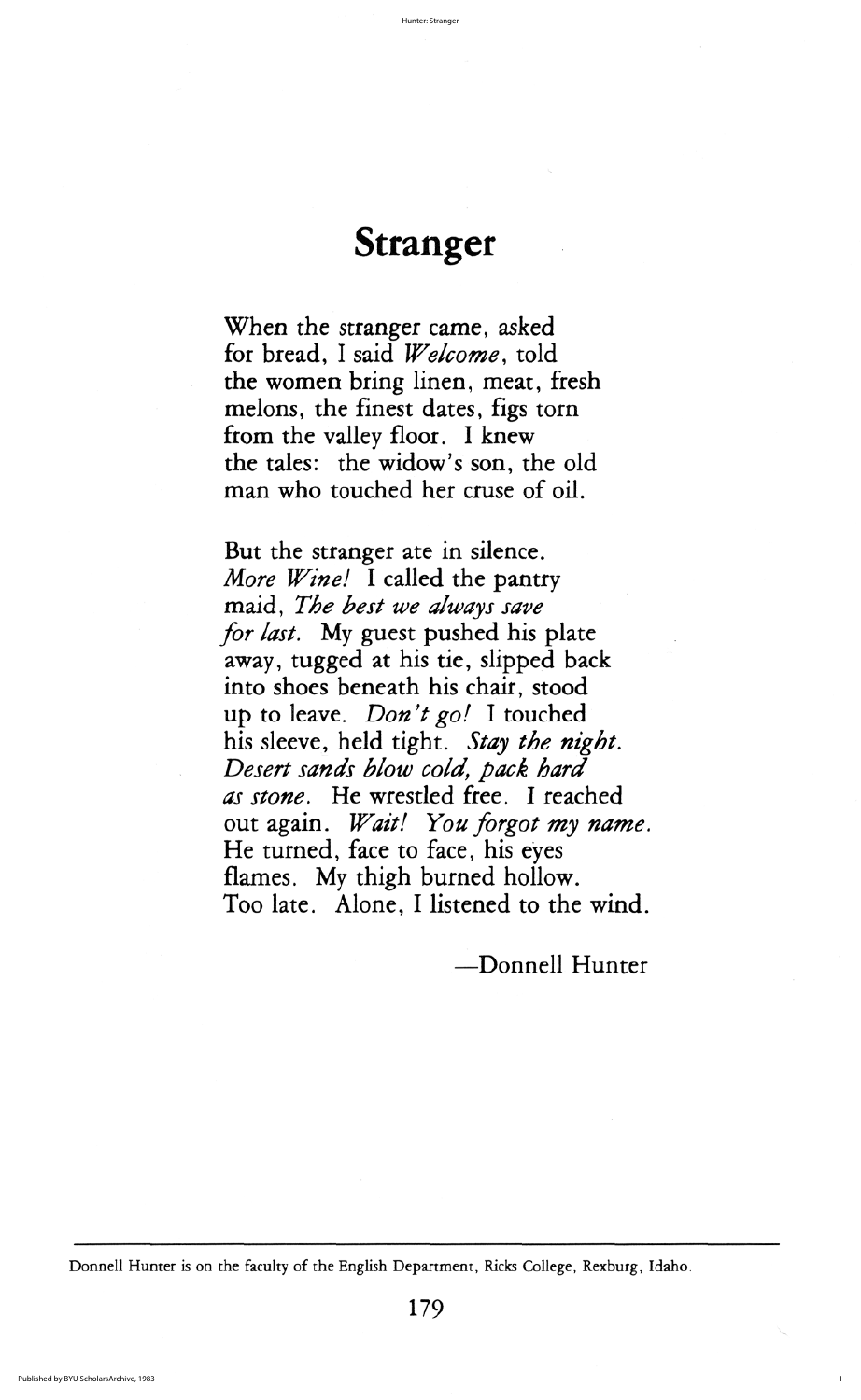# Stranger

When the stranger came, asked  
for bread, I said *Welcome*, told  
the women bring linen, meat, fresh  
melons, the finest dates, figs torn  
from the valley floor. I knew  
the tales: the widow's son, the old  
man who touched her cruse of oil.

But the stranger ate in silence.  
*More Wine!* I called the pantry  
maid, *The best we always save*  
*for last.* My guest pushed his plate  
away, tugged at his tie, slipped back  
into shoes beneath his chair, stood  
up to leave. *Don't go!* I touched  
his sleeve, held tight. *Stay the night.*  
*Desert sands blow cold, pack hard*  
*as stone.* He wrestled free. I reached  
out again. *Wait! You forgot my name.*  
He turned, face to face, his eyes  
flames. My thigh burned hollow.  
Too late. Alone, I listened to the wind.

—Donnell Hunter

Donnell Hunter is on the faculty of the English Department, Ricks College, Rexburg, Idaho.